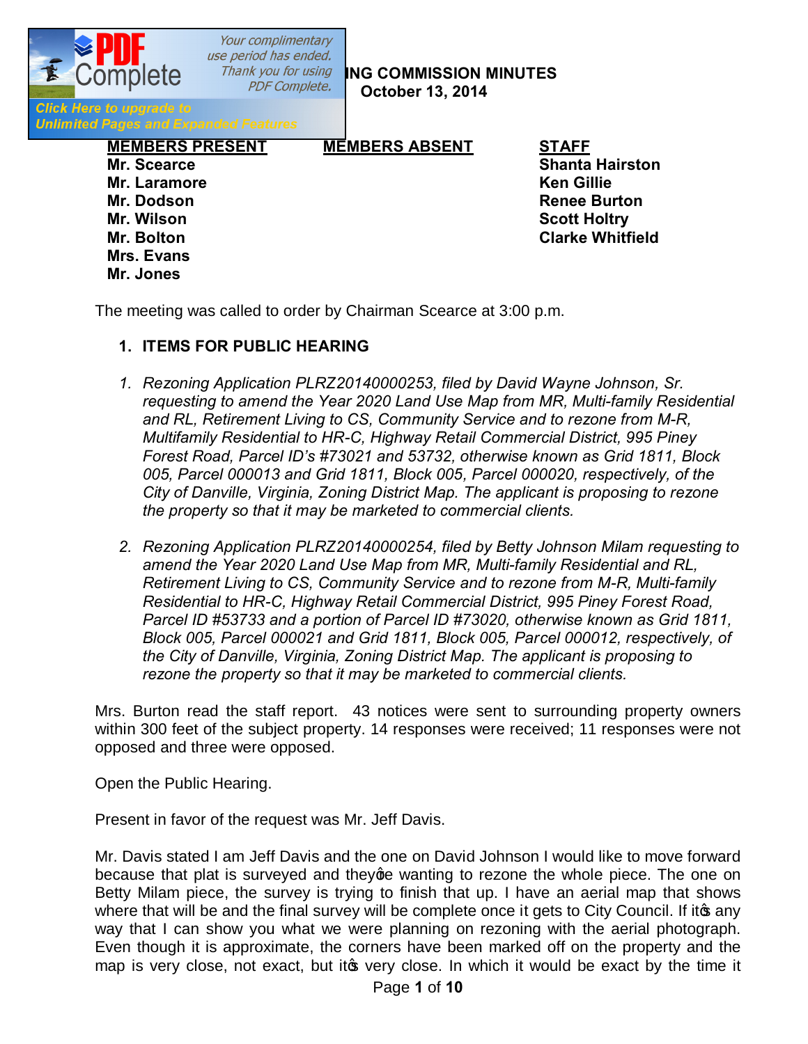# ING COMMISSION MINUTES
## October 13, 2014

| MEMBERS PRESENT | MEMBERS ABSENT | STAFF |
|---|---|---|
| Mr. Scearce | | Shanta Hairston |
| Mr. Laramore | | Ken Gillie |
| Mr. Dodson | | Renee Burton |
| Mr. Wilson | | Scott Holtry |
| Mr. Bolton | | Clarke Whitfield |
| Mrs. Evans | | |
| Mr. Jones | | |

The meeting was called to order by Chairman Scearce at 3:00 p.m.

1. **ITEMS FOR PUBLIC HEARING**

1. *Rezoning Application PLRZ20140000253, filed by David Wayne Johnson, Sr. requesting to amend the Year 2020 Land Use Map from MR, Multi-family Residential and RL, Retirement Living to CS, Community Service and to rezone from M-R, Multifamily Residential to HR-C, Highway Retail Commercial District, 995 Piney Forest Road, Parcel ID's #73021 and 53732, otherwise known as Grid 1811, Block 005, Parcel 000013 and Grid 1811, Block 005, Parcel 000020, respectively, of the City of Danville, Virginia, Zoning District Map. The applicant is proposing to rezone the property so that it may be marketed to commercial clients.*

2. *Rezoning Application PLRZ20140000254, filed by Betty Johnson Milam requesting to amend the Year 2020 Land Use Map from MR, Multi-family Residential and RL, Retirement Living to CS, Community Service and to rezone from M-R, Multi-family Residential to HR-C, Highway Retail Commercial District, 995 Piney Forest Road, Parcel ID #53733 and a portion of Parcel ID #73020, otherwise known as Grid 1811, Block 005, Parcel 000021 and Grid 1811, Block 005, Parcel 000012, respectively, of the City of Danville, Virginia, Zoning District Map. The applicant is proposing to rezone the property so that it may be marketed to commercial clients.*

Mrs. Burton read the staff report. 43 notices were sent to surrounding property owners within 300 feet of the subject property. 14 responses were received; 11 responses were not opposed and three were opposed.

Open the Public Hearing.

Present in favor of the request was Mr. Jeff Davis.

Mr. Davis stated I am Jeff Davis and the one on David Johnson I would like to move forward because that plat is surveyed and they're wanting to rezone the whole piece. The one on Betty Milam piece, the survey is trying to finish that up. I have an aerial map that shows where that will be and the final survey will be complete once it gets to City Council. If it's any way that I can show you what we were planning on rezoning with the aerial photograph. Even though it is approximate, the corners have been marked off on the property and the map is very close, not exact, but it's very close. In which it would be exact by the time it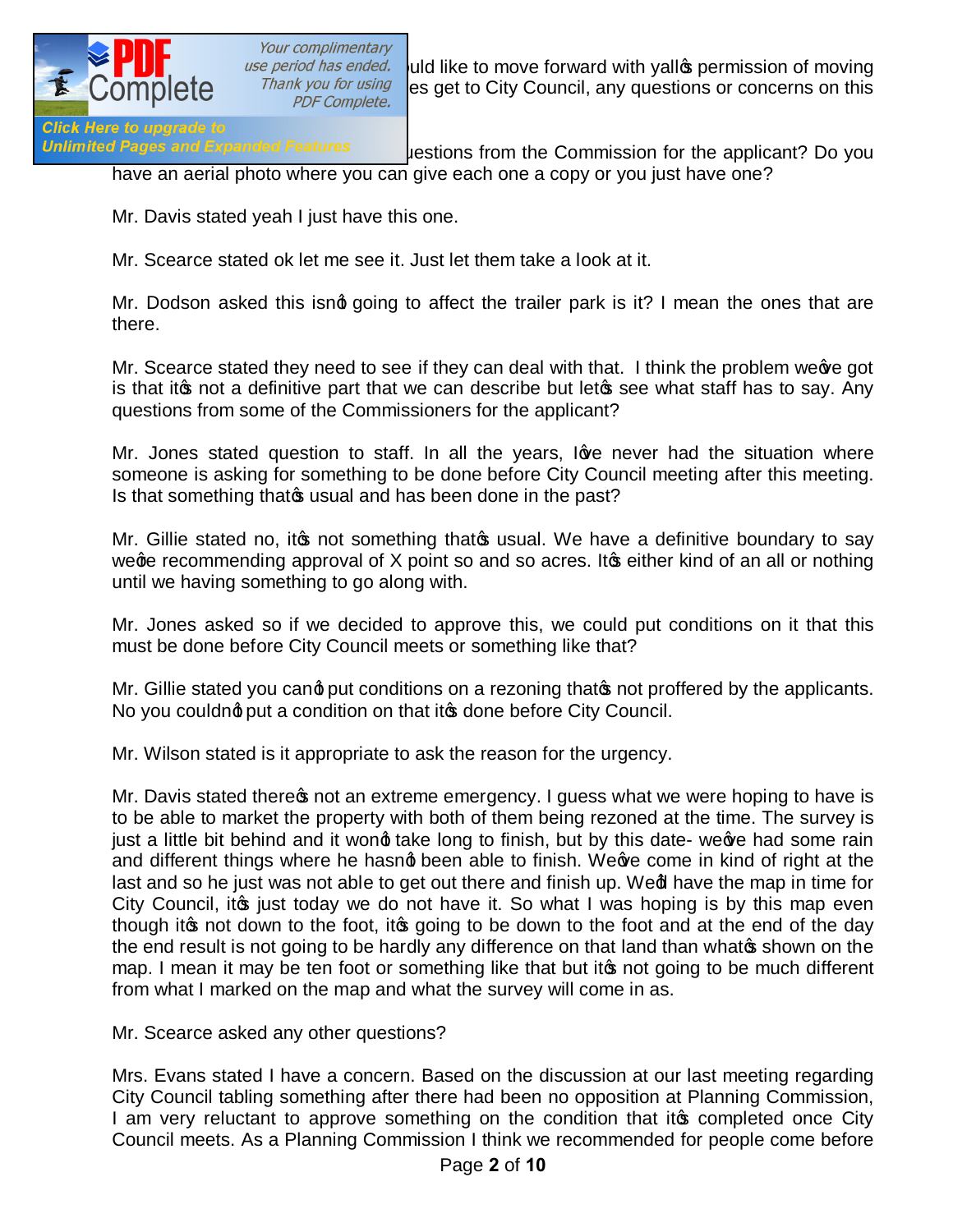…uld like to move forward with yall's permission of moving …es get to City Council, any questions or concerns on this

…uestions from the Commission for the applicant? Do you have an aerial photo where you can give each one a copy or you just have one?

Mr. Davis stated yeah I just have this one.

Mr. Scearce stated ok let me see it. Just let them take a look at it.

Mr. Dodson asked this isn't going to affect the trailer park is it? I mean the ones that are there.

Mr. Scearce stated they need to see if they can deal with that. I think the problem we've got is that it's not a definitive part that we can describe but let's see what staff has to say. Any questions from some of the Commissioners for the applicant?

Mr. Jones stated question to staff. In all the years, I've never had the situation where someone is asking for something to be done before City Council meeting after this meeting. Is that something that's usual and has been done in the past?

Mr. Gillie stated no, it's not something that's usual. We have a definitive boundary to say we're recommending approval of X point so and so acres. It's either kind of an all or nothing until we having something to go along with.

Mr. Jones asked so if we decided to approve this, we could put conditions on it that this must be done before City Council meets or something like that?

Mr. Gillie stated you can't put conditions on a rezoning that's not proffered by the applicants. No you couldn't put a condition on that it's done before City Council.

Mr. Wilson stated is it appropriate to ask the reason for the urgency.

Mr. Davis stated there's not an extreme emergency. I guess what we were hoping to have is to be able to market the property with both of them being rezoned at the time. The survey is just a little bit behind and it won't take long to finish, but by this date- we've had some rain and different things where he hasn't been able to finish. We've come in kind of right at the last and so he just was not able to get out there and finish up. We'll have the map in time for City Council, it's just today we do not have it. So what I was hoping is by this map even though it's not down to the foot, it's going to be down to the foot and at the end of the day the end result is not going to be hardly any difference on that land than what's shown on the map. I mean it may be ten foot or something like that but it's not going to be much different from what I marked on the map and what the survey will come in as.

Mr. Scearce asked any other questions?

Mrs. Evans stated I have a concern. Based on the discussion at our last meeting regarding City Council tabling something after there had been no opposition at Planning Commission, I am very reluctant to approve something on the condition that it's completed once City Council meets. As a Planning Commission I think we recommended for people come before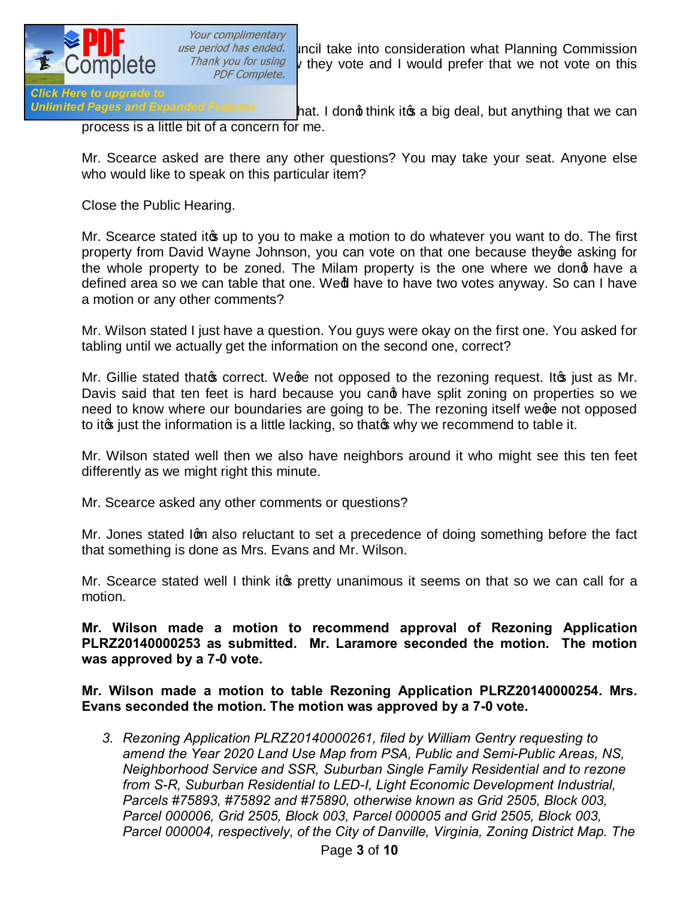uncil take into consideration what Planning Commission they vote and I would prefer that we not vote on this

hat. I don't think it's a big deal, but anything that we can process is a little bit of a concern for me.

Mr. Scearce asked are there any other questions? You may take your seat. Anyone else who would like to speak on this particular item?

Close the Public Hearing.

Mr. Scearce stated it's up to you to make a motion to do whatever you want to do. The first property from David Wayne Johnson, you can vote on that one because they're asking for the whole property to be zoned. The Milam property is the one where we don't have a defined area so we can table that one. We'd have to have two votes anyway. So can I have a motion or any other comments?

Mr. Wilson stated I just have a question. You guys were okay on the first one. You asked for tabling until we actually get the information on the second one, correct?

Mr. Gillie stated that's correct. We're not opposed to the rezoning request. It's just as Mr. Davis said that ten feet is hard because you can't have split zoning on properties so we need to know where our boundaries are going to be. The rezoning itself we're not opposed to it's just the information is a little lacking, so that's why we recommend to table it.

Mr. Wilson stated well then we also have neighbors around it who might see this ten feet differently as we might right this minute.

Mr. Scearce asked any other comments or questions?

Mr. Jones stated I'm also reluctant to set a precedence of doing something before the fact that something is done as Mrs. Evans and Mr. Wilson.

Mr. Scearce stated well I think it's pretty unanimous it seems on that so we can call for a motion.

**Mr. Wilson made a motion to recommend approval of Rezoning Application PLRZ20140000253 as submitted. Mr. Laramore seconded the motion. The motion was approved by a 7-0 vote.**

**Mr. Wilson made a motion to table Rezoning Application PLRZ20140000254. Mrs. Evans seconded the motion. The motion was approved by a 7-0 vote.**

3. *Rezoning Application PLRZ20140000261, filed by William Gentry requesting to amend the Year 2020 Land Use Map from PSA, Public and Semi-Public Areas, NS, Neighborhood Service and SSR, Suburban Single Family Residential and to rezone from S-R, Suburban Residential to LED-I, Light Economic Development Industrial, Parcels #75893, #75892 and #75890, otherwise known as Grid 2505, Block 003, Parcel 000006, Grid 2505, Block 003, Parcel 000005 and Grid 2505, Block 003, Parcel 000004, respectively, of the City of Danville, Virginia, Zoning District Map. The*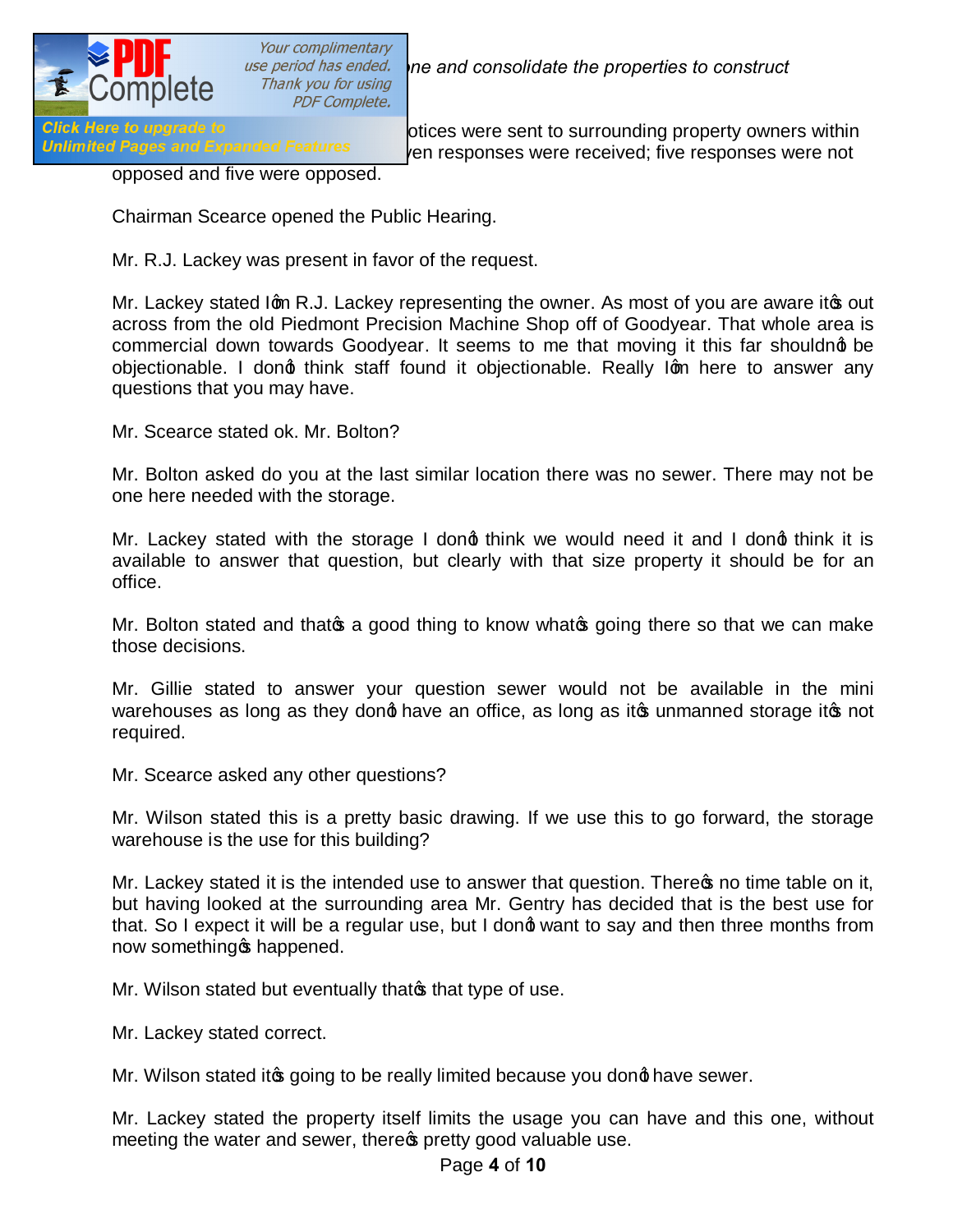ne and consolidate the properties to construct

otices were sent to surrounding property owners within ven responses were received; five responses were not opposed and five were opposed.

Chairman Scearce opened the Public Hearing.

Mr. R.J. Lackey was present in favor of the request.

Mr. Lackey stated I'm R.J. Lackey representing the owner. As most of you are aware it's out across from the old Piedmont Precision Machine Shop off of Goodyear. That whole area is commercial down towards Goodyear. It seems to me that moving it this far shouldn't be objectionable. I don't think staff found it objectionable. Really I'm here to answer any questions that you may have.

Mr. Scearce stated ok. Mr. Bolton?

Mr. Bolton asked do you at the last similar location there was no sewer. There may not be one here needed with the storage.

Mr. Lackey stated with the storage I don't think we would need it and I don't think it is available to answer that question, but clearly with that size property it should be for an office.

Mr. Bolton stated and that's a good thing to know what's going there so that we can make those decisions.

Mr. Gillie stated to answer your question sewer would not be available in the mini warehouses as long as they don't have an office, as long as it's unmanned storage it's not required.

Mr. Scearce asked any other questions?

Mr. Wilson stated this is a pretty basic drawing. If we use this to go forward, the storage warehouse is the use for this building?

Mr. Lackey stated it is the intended use to answer that question. There's no time table on it, but having looked at the surrounding area Mr. Gentry has decided that is the best use for that. So I expect it will be a regular use, but I don't want to say and then three months from now something's happened.

Mr. Wilson stated but eventually that's that type of use.

Mr. Lackey stated correct.

Mr. Wilson stated it's going to be really limited because you don't have sewer.

Mr. Lackey stated the property itself limits the usage you can have and this one, without meeting the water and sewer, there's pretty good valuable use.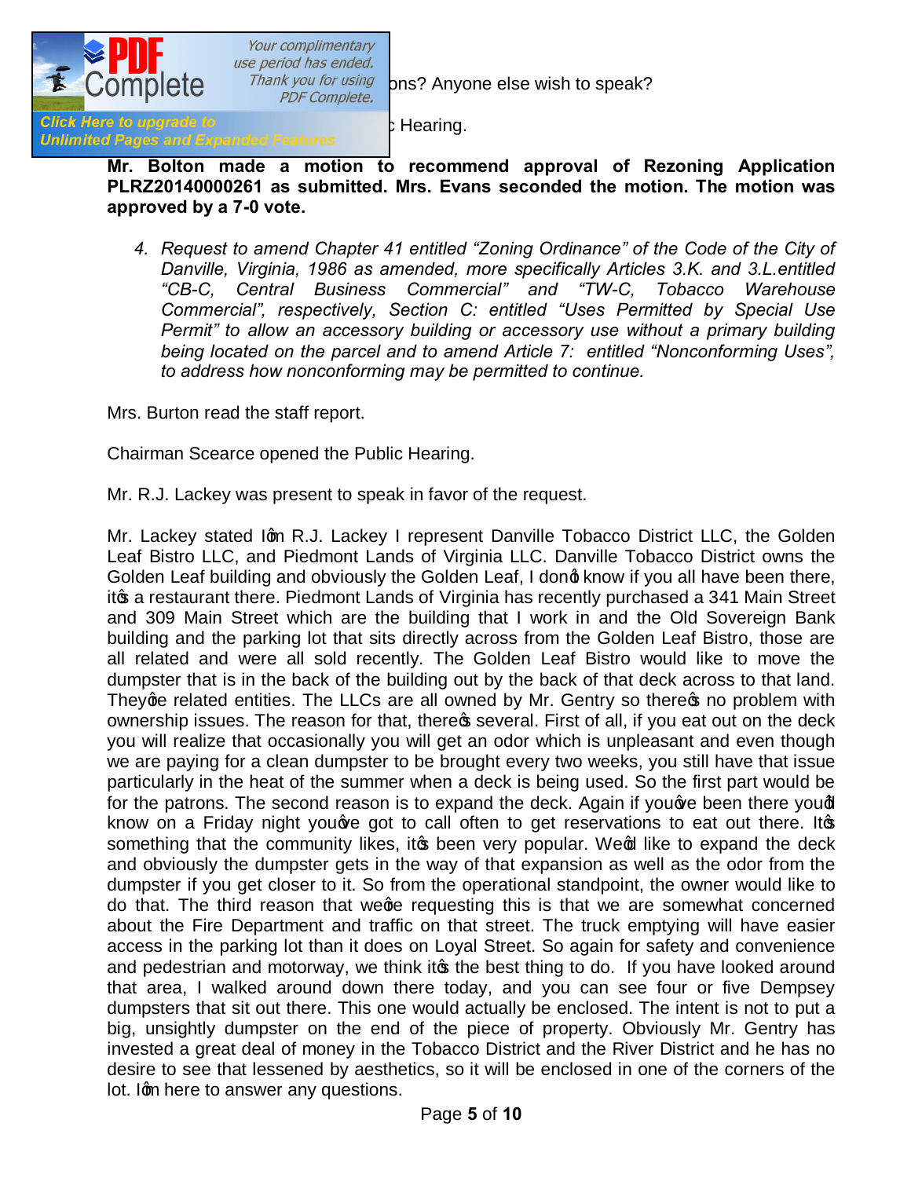ons? Anyone else wish to speak?

Hearing.

**Mr. Bolton made a motion to recommend approval of Rezoning Application PLRZ20140000261 as submitted. Mrs. Evans seconded the motion. The motion was approved by a 7-0 vote.**

4. *Request to amend Chapter 41 entitled "Zoning Ordinance" of the Code of the City of Danville, Virginia, 1986 as amended, more specifically Articles 3.K. and 3.L.entitled "CB-C, Central Business Commercial" and "TW-C, Tobacco Warehouse Commercial", respectively, Section C: entitled "Uses Permitted by Special Use Permit" to allow an accessory building or accessory use without a primary building being located on the parcel and to amend Article 7: entitled "Nonconforming Uses", to address how nonconforming may be permitted to continue.*

Mrs. Burton read the staff report.

Chairman Scearce opened the Public Hearing.

Mr. R.J. Lackey was present to speak in favor of the request.

Mr. Lackey stated I'm R.J. Lackey I represent Danville Tobacco District LLC, the Golden Leaf Bistro LLC, and Piedmont Lands of Virginia LLC. Danville Tobacco District owns the Golden Leaf building and obviously the Golden Leaf, I don't know if you all have been there, it's a restaurant there. Piedmont Lands of Virginia has recently purchased a 341 Main Street and 309 Main Street which are the building that I work in and the Old Sovereign Bank building and the parking lot that sits directly across from the Golden Leaf Bistro, those are all related and were all sold recently. The Golden Leaf Bistro would like to move the dumpster that is in the back of the building out by the back of that deck across to that land. They're related entities. The LLCs are all owned by Mr. Gentry so there's no problem with ownership issues. The reason for that, there's several. First of all, if you eat out on the deck you will realize that occasionally you will get an odor which is unpleasant and even though we are paying for a clean dumpster to be brought every two weeks, you still have that issue particularly in the heat of the summer when a deck is being used. So the first part would be for the patrons. The second reason is to expand the deck. Again if you've been there you'd know on a Friday night you've got to call often to get reservations to eat out there. It's something that the community likes, it's been very popular. We'd like to expand the deck and obviously the dumpster gets in the way of that expansion as well as the odor from the dumpster if you get closer to it. So from the operational standpoint, the owner would like to do that. The third reason that we're requesting this is that we are somewhat concerned about the Fire Department and traffic on that street. The truck emptying will have easier access in the parking lot than it does on Loyal Street. So again for safety and convenience and pedestrian and motorway, we think it's the best thing to do. If you have looked around that area, I walked around down there today, and you can see four or five Dempsey dumpsters that sit out there. This one would actually be enclosed. The intent is not to put a big, unsightly dumpster on the end of the piece of property. Obviously Mr. Gentry has invested a great deal of money in the Tobacco District and the River District and he has no desire to see that lessened by aesthetics, so it will be enclosed in one of the corners of the lot. I'm here to answer any questions.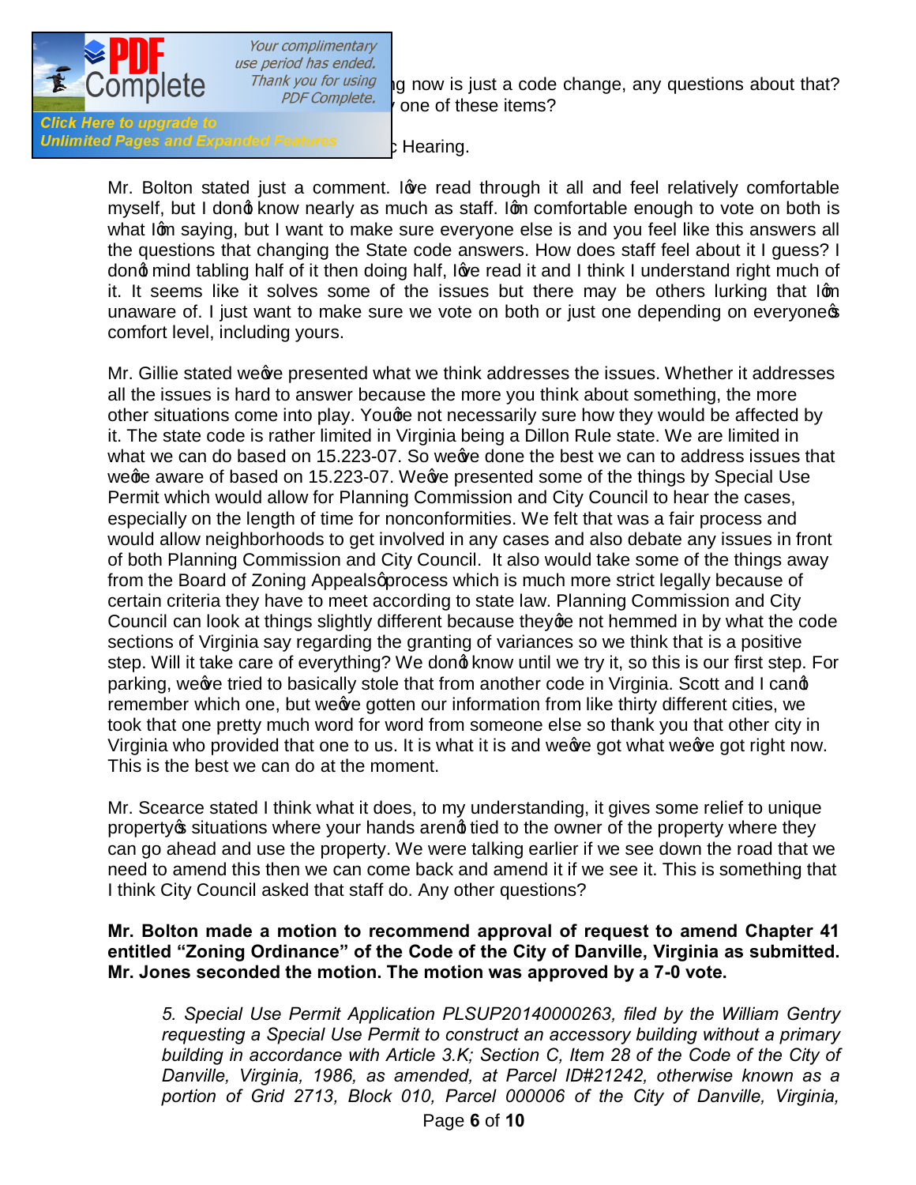g now is just a code change, any questions about that? one of these items?

Hearing.

Mr. Bolton stated just a comment. I've read through it all and feel relatively comfortable myself, but I don't know nearly as much as staff. I'm comfortable enough to vote on both is what I'm saying, but I want to make sure everyone else is and you feel like this answers all the questions that changing the State code answers. How does staff feel about it I guess? I don't mind tabling half of it then doing half, I've read it and I think I understand right much of it. It seems like it solves some of the issues but there may be others lurking that I'm unaware of. I just want to make sure we vote on both or just one depending on everyone's comfort level, including yours.

Mr. Gillie stated we've presented what we think addresses the issues. Whether it addresses all the issues is hard to answer because the more you think about something, the more other situations come into play. You're not necessarily sure how they would be affected by it. The state code is rather limited in Virginia being a Dillon Rule state. We are limited in what we can do based on 15.223-07. So we've done the best we can to address issues that we're aware of based on 15.223-07. We've presented some of the things by Special Use Permit which would allow for Planning Commission and City Council to hear the cases, especially on the length of time for nonconformities. We felt that was a fair process and would allow neighborhoods to get involved in any cases and also debate any issues in front of both Planning Commission and City Council. It also would take some of the things away from the Board of Zoning Appeals' process which is much more strict legally because of certain criteria they have to meet according to state law. Planning Commission and City Council can look at things slightly different because they're not hemmed in by what the code sections of Virginia say regarding the granting of variances so we think that is a positive step. Will it take care of everything? We don't know until we try it, so this is our first step. For parking, we've tried to basically stole that from another code in Virginia. Scott and I can't remember which one, but we've gotten our information from like thirty different cities, we took that one pretty much word for word from someone else so thank you that other city in Virginia who provided that one to us. It is what it is and we've got what we've got right now. This is the best we can do at the moment.

Mr. Scearce stated I think what it does, to my understanding, it gives some relief to unique property's situations where your hands aren't tied to the owner of the property where they can go ahead and use the property. We were talking earlier if we see down the road that we need to amend this then we can come back and amend it if we see it. This is something that I think City Council asked that staff do. Any other questions?

**Mr. Bolton made a motion to recommend approval of request to amend Chapter 41 entitled "Zoning Ordinance" of the Code of the City of Danville, Virginia as submitted. Mr. Jones seconded the motion. The motion was approved by a 7-0 vote.**

*5. Special Use Permit Application PLSUP20140000263, filed by the William Gentry requesting a Special Use Permit to construct an accessory building without a primary building in accordance with Article 3.K; Section C, Item 28 of the Code of the City of Danville, Virginia, 1986, as amended, at Parcel ID#21242, otherwise known as a portion of Grid 2713, Block 010, Parcel 000006 of the City of Danville, Virginia,*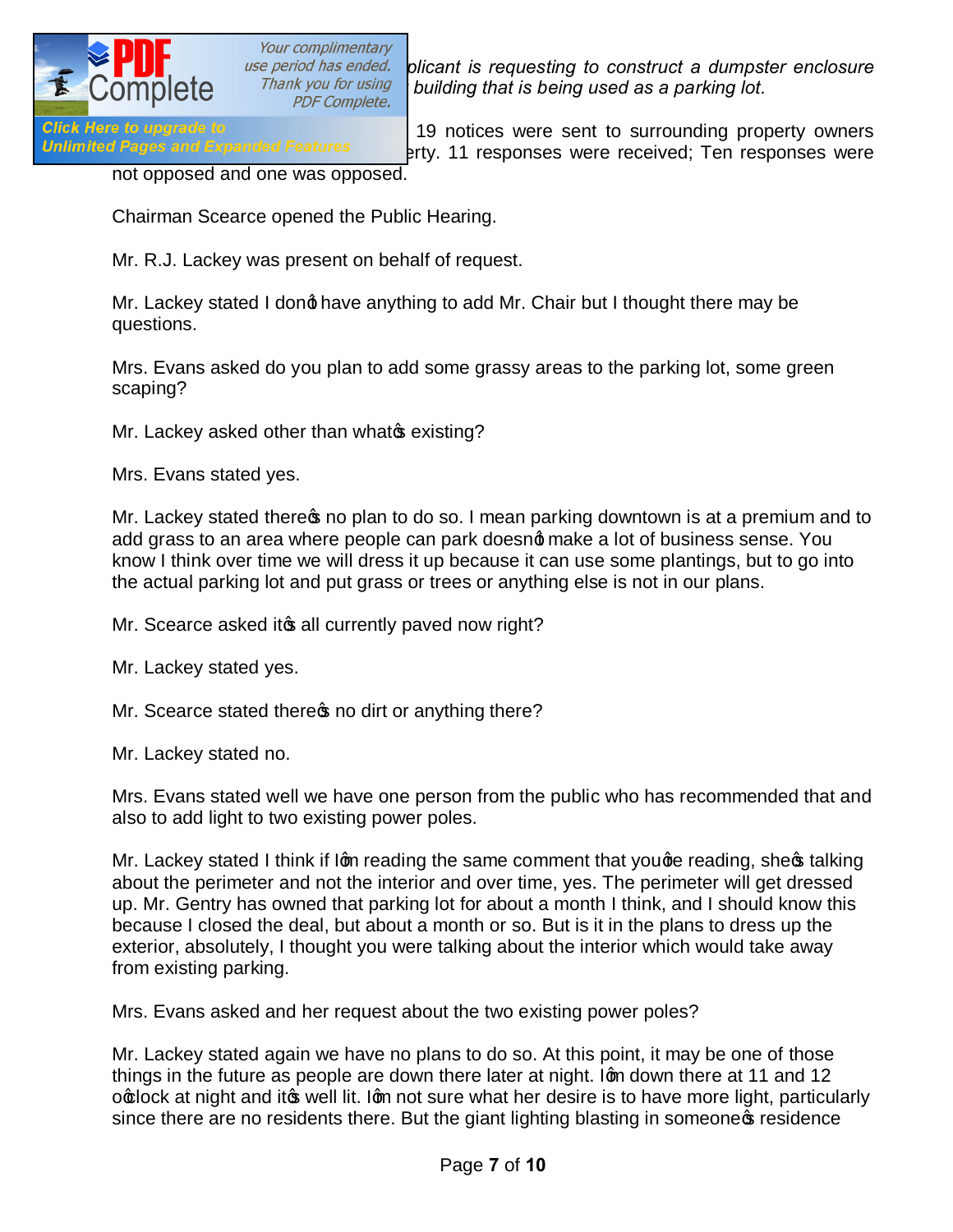*...plicant is requesting to construct a dumpster enclosure ... building that is being used as a parking lot.*

... 19 notices were sent to surrounding property owners ...erty. 11 responses were received; Ten responses were not opposed and one was opposed.

Chairman Scearce opened the Public Hearing.

Mr. R.J. Lackey was present on behalf of request.

Mr. Lackey stated I donφ have anything to add Mr. Chair but I thought there may be questions.

Mrs. Evans asked do you plan to add some grassy areas to the parking lot, some green scaping?

Mr. Lackey asked other than whatφ existing?

Mrs. Evans stated yes.

Mr. Lackey stated thereφ no plan to do so. I mean parking downtown is at a premium and to add grass to an area where people can park doesnφ make a lot of business sense. You know I think over time we will dress it up because it can use some plantings, but to go into the actual parking lot and put grass or trees or anything else is not in our plans.

Mr. Scearce asked itφ all currently paved now right?

Mr. Lackey stated yes.

Mr. Scearce stated thereφ no dirt or anything there?

Mr. Lackey stated no.

Mrs. Evans stated well we have one person from the public who has recommended that and also to add light to two existing power poles.

Mr. Lackey stated I think if Iφn reading the same comment that youφe reading, sheφ talking about the perimeter and not the interior and over time, yes. The perimeter will get dressed up. Mr. Gentry has owned that parking lot for about a month I think, and I should know this because I closed the deal, but about a month or so. But is it in the plans to dress up the exterior, absolutely, I thought you were talking about the interior which would take away from existing parking.

Mrs. Evans asked and her request about the two existing power poles?

Mr. Lackey stated again we have no plans to do so. At this point, it may be one of those things in the future as people are down there later at night. Iφn down there at 11 and 12 oφclock at night and itφ well lit. Iφn not sure what her desire is to have more light, particularly since there are no residents there. But the giant lighting blasting in someoneφ residence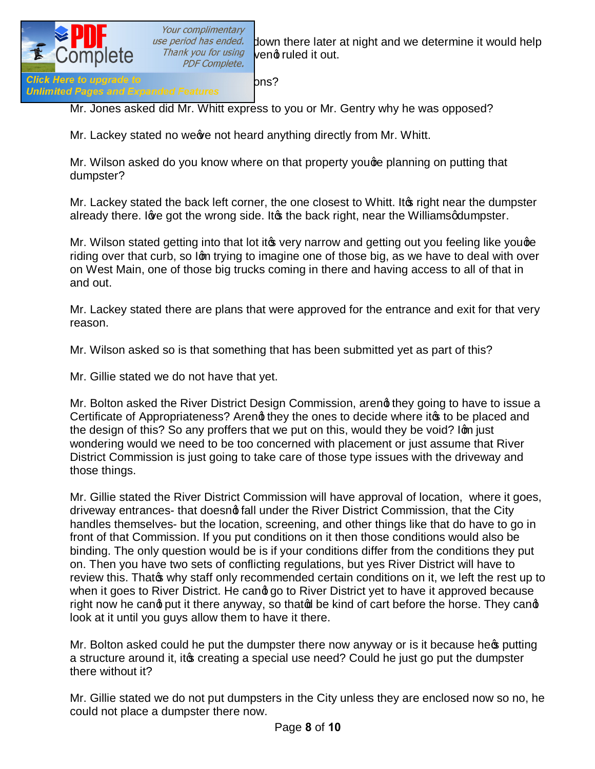down there later at night and we determine it would help ...ven't ruled it out.

...ons?

Mr. Jones asked did Mr. Whitt express to you or Mr. Gentry why he was opposed?

Mr. Lackey stated no we've not heard anything directly from Mr. Whitt.

Mr. Wilson asked do you know where on that property you're planning on putting that dumpster?

Mr. Lackey stated the back left corner, the one closest to Whitt. It's right near the dumpster already there. I've got the wrong side. It's the back right, near the Williams' dumpster.

Mr. Wilson stated getting into that lot it's very narrow and getting out you feeling like you're riding over that curb, so I'm trying to imagine one of those big, as we have to deal with over on West Main, one of those big trucks coming in there and having access to all of that in and out.

Mr. Lackey stated there are plans that were approved for the entrance and exit for that very reason.

Mr. Wilson asked so is that something that has been submitted yet as part of this?

Mr. Gillie stated we do not have that yet.

Mr. Bolton asked the River District Design Commission, aren't they going to have to issue a Certificate of Appropriateness? Aren't they the ones to decide where it's to be placed and the design of this? So any proffers that we put on this, would they be void? I'm just wondering would we need to be too concerned with placement or just assume that River District Commission is just going to take care of those type issues with the driveway and those things.

Mr. Gillie stated the River District Commission will have approval of location, where it goes, driveway entrances- that doesn't fall under the River District Commission, that the City handles themselves- but the location, screening, and other things like that do have to go in front of that Commission. If you put conditions on it then those conditions would also be binding. The only question would be is if your conditions differ from the conditions they put on. Then you have two sets of conflicting regulations, but yes River District will have to review this. That's why staff only recommended certain conditions on it, we left the rest up to when it goes to River District. He can't go to River District yet to have it approved because right now he can't put it there anyway, so that'd be kind of cart before the horse. They can't look at it until you guys allow them to have it there.

Mr. Bolton asked could he put the dumpster there now anyway or is it because he's putting a structure around it, it's creating a special use need? Could he just go put the dumpster there without it?

Mr. Gillie stated we do not put dumpsters in the City unless they are enclosed now so no, he could not place a dumpster there now.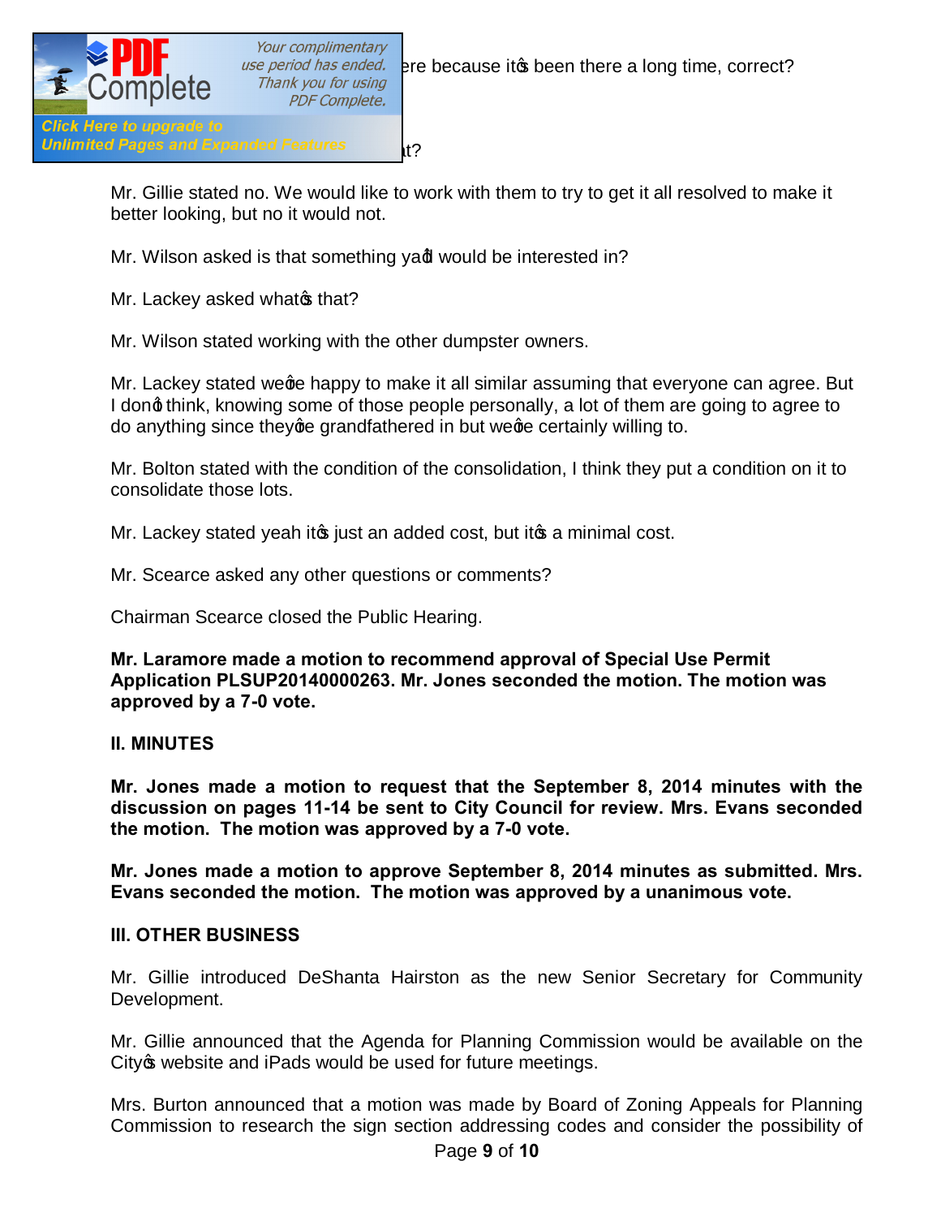ere because it's been there a long time, correct?

t?

Mr. Gillie stated no. We would like to work with them to try to get it all resolved to make it better looking, but no it would not.

Mr. Wilson asked is that something ya'll would be interested in?

Mr. Lackey asked what's that?

Mr. Wilson stated working with the other dumpster owners.

Mr. Lackey stated we're happy to make it all similar assuming that everyone can agree. But I don't think, knowing some of those people personally, a lot of them are going to agree to do anything since they're grandfathered in but we're certainly willing to.

Mr. Bolton stated with the condition of the consolidation, I think they put a condition on it to consolidate those lots.

Mr. Lackey stated yeah it's just an added cost, but it's a minimal cost.

Mr. Scearce asked any other questions or comments?

Chairman Scearce closed the Public Hearing.

**Mr. Laramore made a motion to recommend approval of Special Use Permit Application PLSUP20140000263. Mr. Jones seconded the motion. The motion was approved by a 7-0 vote.**

## II. MINUTES

**Mr. Jones made a motion to request that the September 8, 2014 minutes with the discussion on pages 11-14 be sent to City Council for review. Mrs. Evans seconded the motion. The motion was approved by a 7-0 vote.**

**Mr. Jones made a motion to approve September 8, 2014 minutes as submitted. Mrs. Evans seconded the motion. The motion was approved by a unanimous vote.**

## III. OTHER BUSINESS

Mr. Gillie introduced DeShanta Hairston as the new Senior Secretary for Community Development.

Mr. Gillie announced that the Agenda for Planning Commission would be available on the City's website and iPads would be used for future meetings.

Mrs. Burton announced that a motion was made by Board of Zoning Appeals for Planning Commission to research the sign section addressing codes and consider the possibility of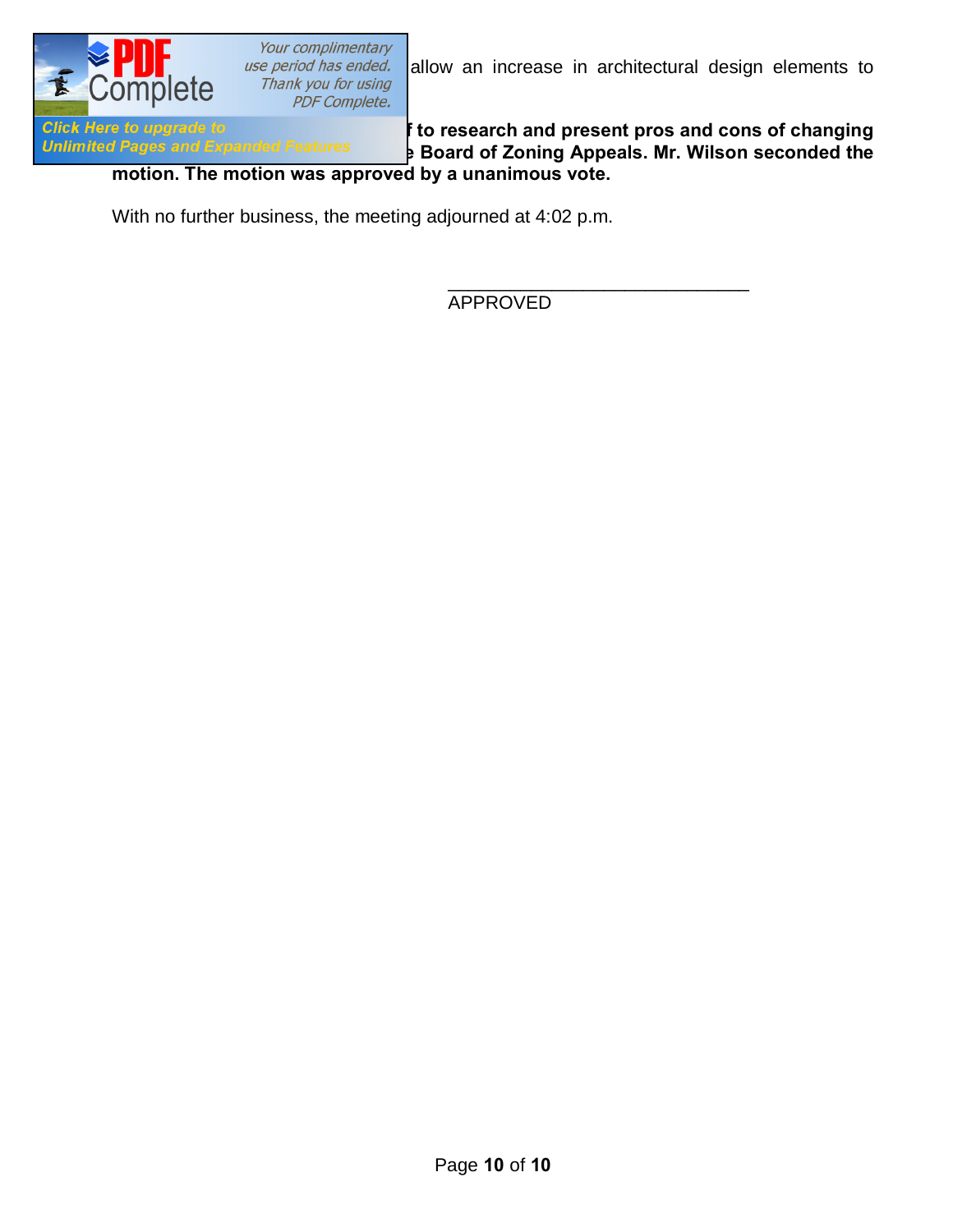allow an increase in architectural design elements to

**f to research and present pros and cons of changing e Board of Zoning Appeals. Mr. Wilson seconded the motion. The motion was approved by a unanimous vote.**

With no further business, the meeting adjourned at 4:02 p.m.

\_\_\_\_\_\_\_\_\_\_\_\_\_\_\_\_\_\_\_\_\_\_\_\_\_\_\_\_\_\_
APPROVED